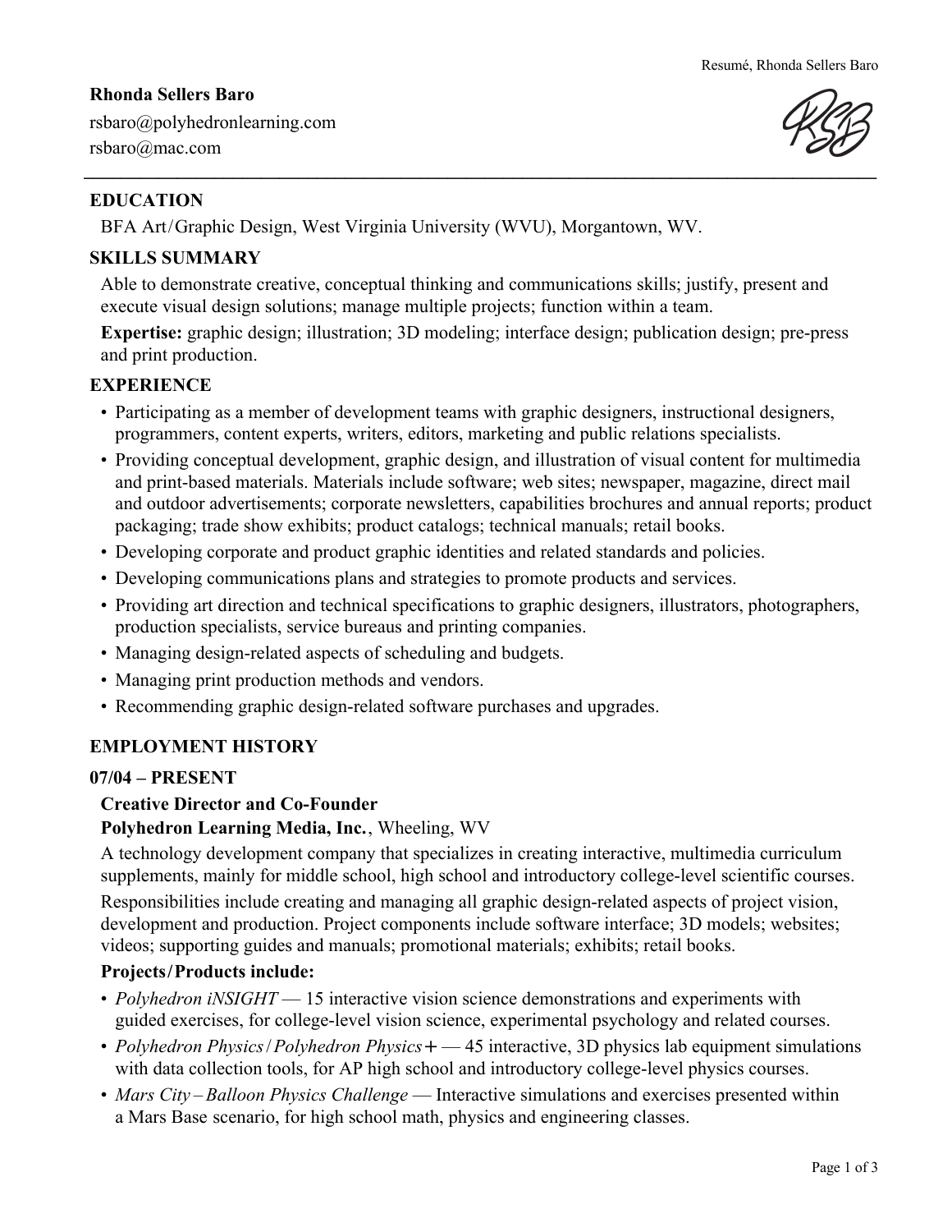# Rhonda Sellers Baro

rsbaro@polyhedronlearning.com
rsbaro@mac.com

---

## EDUCATION

BFA Art / Graphic Design, West Virginia University (WVU), Morgantown, WV.

## SKILLS SUMMARY

Able to demonstrate creative, conceptual thinking and communications skills; justify, present and execute visual design solutions; manage multiple projects; function within a team.

**Expertise:** graphic design; illustration; 3D modeling; interface design; publication design; pre-press and print production.

## EXPERIENCE

- Participating as a member of development teams with graphic designers, instructional designers, programmers, content experts, writers, editors, marketing and public relations specialists.
- Providing conceptual development, graphic design, and illustration of visual content for multimedia and print-based materials. Materials include software; web sites; newspaper, magazine, direct mail and outdoor advertisements; corporate newsletters, capabilities brochures and annual reports; product packaging; trade show exhibits; product catalogs; technical manuals; retail books.
- Developing corporate and product graphic identities and related standards and policies.
- Developing communications plans and strategies to promote products and services.
- Providing art direction and technical specifications to graphic designers, illustrators, photographers, production specialists, service bureaus and printing companies.
- Managing design-related aspects of scheduling and budgets.
- Managing print production methods and vendors.
- Recommending graphic design-related software purchases and upgrades.

## EMPLOYMENT HISTORY

### 07/04 – PRESENT

**Creative Director and Co-Founder**
**Polyhedron Learning Media, Inc.**, Wheeling, WV

A technology development company that specializes in creating interactive, multimedia curriculum supplements, mainly for middle school, high school and introductory college-level scientific courses.

Responsibilities include creating and managing all graphic design-related aspects of project vision, development and production. Project components include software interface; 3D models; websites; videos; supporting guides and manuals; promotional materials; exhibits; retail books.

**Projects / Products include:**

- *Polyhedron iNSIGHT* — 15 interactive vision science demonstrations and experiments with guided exercises, for college-level vision science, experimental psychology and related courses.
- *Polyhedron Physics / Polyhedron Physics+* — 45 interactive, 3D physics lab equipment simulations with data collection tools, for AP high school and introductory college-level physics courses.
- *Mars City – Balloon Physics Challenge* — Interactive simulations and exercises presented within a Mars Base scenario, for high school math, physics and engineering classes.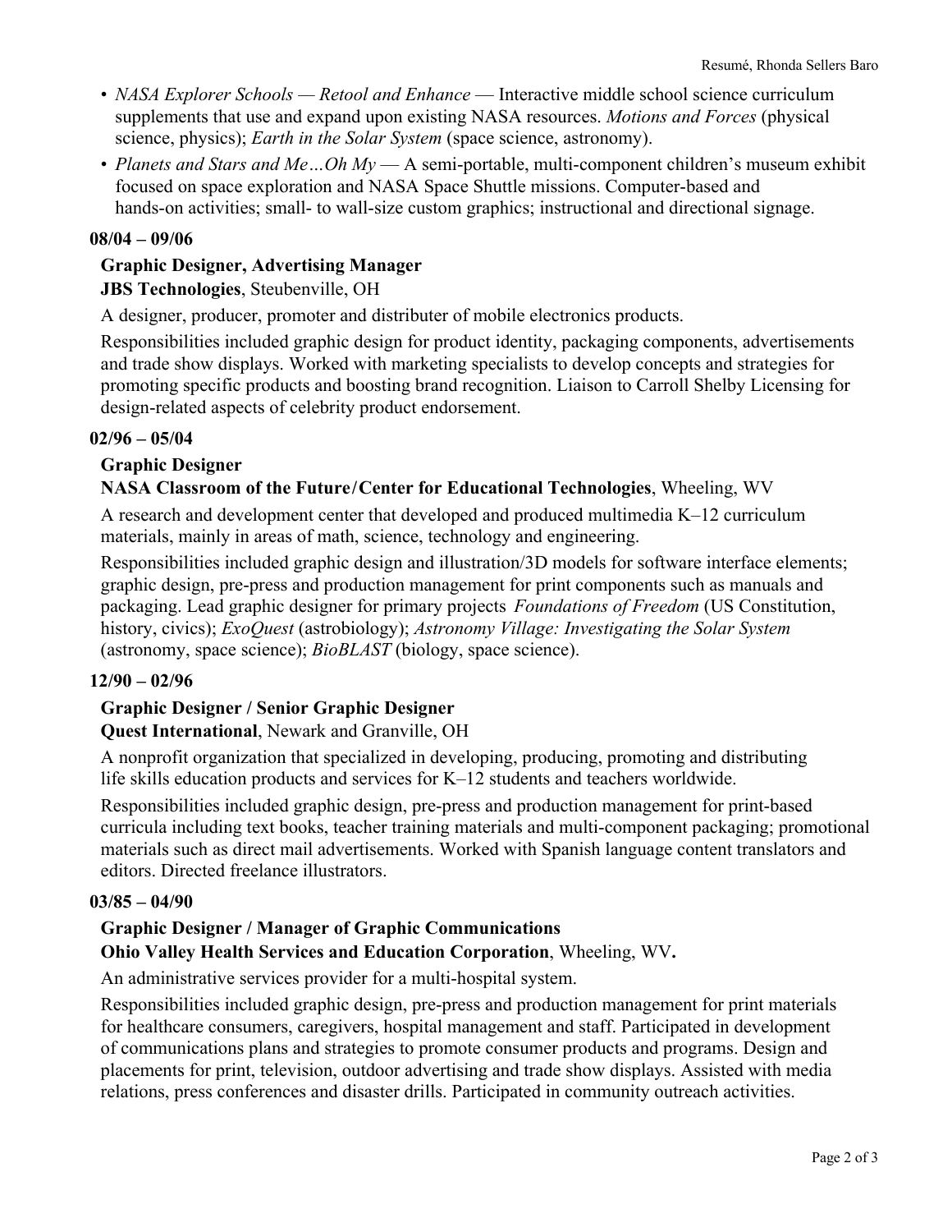- *NASA Explorer Schools — Retool and Enhance* — Interactive middle school science curriculum supplements that use and expand upon existing NASA resources. *Motions and Forces* (physical science, physics); *Earth in the Solar System* (space science, astronomy).
- *Planets and Stars and Me…Oh My* — A semi-portable, multi-component children's museum exhibit focused on space exploration and NASA Space Shuttle missions. Computer-based and hands-on activities; small- to wall-size custom graphics; instructional and directional signage.

**08/04 – 09/06**

**Graphic Designer, Advertising Manager**
**JBS Technologies**, Steubenville, OH

A designer, producer, promoter and distributer of mobile electronics products.

Responsibilities included graphic design for product identity, packaging components, advertisements and trade show displays. Worked with marketing specialists to develop concepts and strategies for promoting specific products and boosting brand recognition. Liaison to Carroll Shelby Licensing for design-related aspects of celebrity product endorsement.

**02/96 – 05/04**

**Graphic Designer**
**NASA Classroom of the Future/Center for Educational Technologies**, Wheeling, WV

A research and development center that developed and produced multimedia K–12 curriculum materials, mainly in areas of math, science, technology and engineering.

Responsibilities included graphic design and illustration/3D models for software interface elements; graphic design, pre-press and production management for print components such as manuals and packaging. Lead graphic designer for primary projects *Foundations of Freedom* (US Constitution, history, civics); *ExoQuest* (astrobiology); *Astronomy Village: Investigating the Solar System* (astronomy, space science); *BioBLAST* (biology, space science).

**12/90 – 02/96**

**Graphic Designer / Senior Graphic Designer**
**Quest International**, Newark and Granville, OH

A nonprofit organization that specialized in developing, producing, promoting and distributing life skills education products and services for K–12 students and teachers worldwide.

Responsibilities included graphic design, pre-press and production management for print-based curricula including text books, teacher training materials and multi-component packaging; promotional materials such as direct mail advertisements. Worked with Spanish language content translators and editors. Directed freelance illustrators.

**03/85 – 04/90**

**Graphic Designer / Manager of Graphic Communications**
**Ohio Valley Health Services and Education Corporation**, Wheeling, WV**.**

An administrative services provider for a multi-hospital system.

Responsibilities included graphic design, pre-press and production management for print materials for healthcare consumers, caregivers, hospital management and staff. Participated in development of communications plans and strategies to promote consumer products and programs. Design and placements for print, television, outdoor advertising and trade show displays. Assisted with media relations, press conferences and disaster drills. Participated in community outreach activities.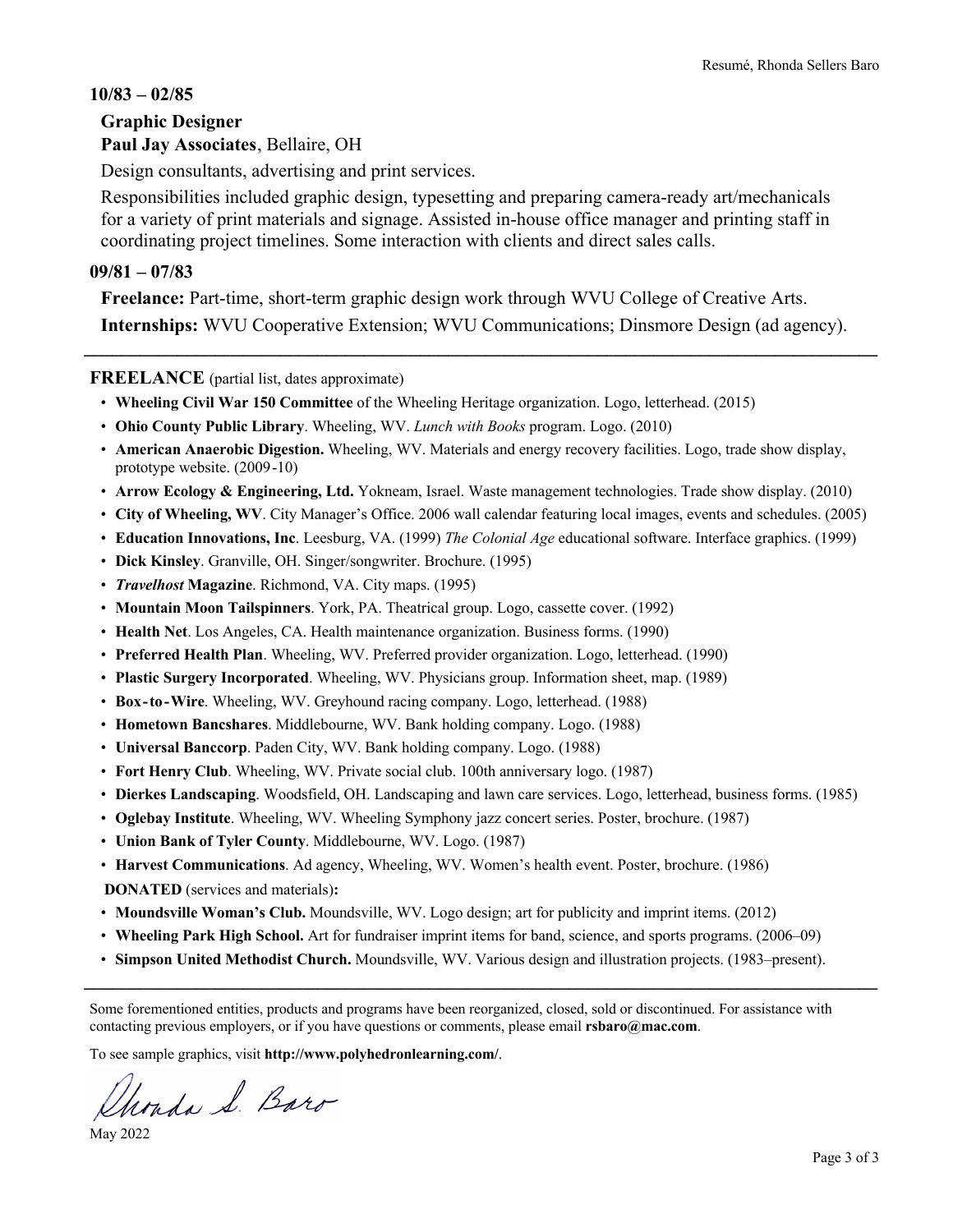**10/83 – 02/85**

**Graphic Designer**
**Paul Jay Associates**, Bellaire, OH

Design consultants, advertising and print services.

Responsibilities included graphic design, typesetting and preparing camera-ready art/mechanicals for a variety of print materials and signage. Assisted in-house office manager and printing staff in coordinating project timelines. Some interaction with clients and direct sales calls.

**09/81 – 07/83**

**Freelance:** Part-time, short-term graphic design work through WVU College of Creative Arts.

**Internships:** WVU Cooperative Extension; WVU Communications; Dinsmore Design (ad agency).

---

## FREELANCE (partial list, dates approximate)

- **Wheeling Civil War 150 Committee** of the Wheeling Heritage organization. Logo, letterhead. (2015)
- **Ohio County Public Library**. Wheeling, WV. *Lunch with Books* program. Logo. (2010)
- **American Anaerobic Digestion.** Wheeling, WV. Materials and energy recovery facilities. Logo, trade show display, prototype website. (2009-10)
- **Arrow Ecology & Engineering, Ltd.** Yokneam, Israel. Waste management technologies. Trade show display. (2010)
- **City of Wheeling, WV**. City Manager's Office. 2006 wall calendar featuring local images, events and schedules. (2005)
- **Education Innovations, Inc**. Leesburg, VA. (1999) *The Colonial Age* educational software. Interface graphics. (1999)
- **Dick Kinsley**. Granville, OH. Singer/songwriter. Brochure. (1995)
- ***Travelhost* Magazine**. Richmond, VA. City maps. (1995)
- **Mountain Moon Tailspinners**. York, PA. Theatrical group. Logo, cassette cover. (1992)
- **Health Net**. Los Angeles, CA. Health maintenance organization. Business forms. (1990)
- **Preferred Health Plan**. Wheeling, WV. Preferred provider organization. Logo, letterhead. (1990)
- **Plastic Surgery Incorporated**. Wheeling, WV. Physicians group. Information sheet, map. (1989)
- **Box-to-Wire**. Wheeling, WV. Greyhound racing company. Logo, letterhead. (1988)
- **Hometown Bancshares**. Middlebourne, WV. Bank holding company. Logo. (1988)
- **Universal Banccorp**. Paden City, WV. Bank holding company. Logo. (1988)
- **Fort Henry Club**. Wheeling, WV. Private social club. 100th anniversary logo. (1987)
- **Dierkes Landscaping**. Woodsfield, OH. Landscaping and lawn care services. Logo, letterhead, business forms. (1985)
- **Oglebay Institute**. Wheeling, WV. Wheeling Symphony jazz concert series. Poster, brochure. (1987)
- **Union Bank of Tyler County**. Middlebourne, WV. Logo. (1987)
- **Harvest Communications**. Ad agency, Wheeling, WV. Women's health event. Poster, brochure. (1986)

**DONATED** (services and materials)**:**

- **Moundsville Woman's Club.** Moundsville, WV. Logo design; art for publicity and imprint items. (2012)
- **Wheeling Park High School.** Art for fundraiser imprint items for band, science, and sports programs. (2006–09)
- **Simpson United Methodist Church.** Moundsville, WV. Various design and illustration projects. (1983–present).

---

Some forementioned entities, products and programs have been reorganized, closed, sold or discontinued. For assistance with contacting previous employers, or if you have questions or comments, please email **rsbaro@mac.com**.

To see sample graphics, visit **http://www.polyhedronlearning.com/**.

Rhonda S. Baro

May 2022